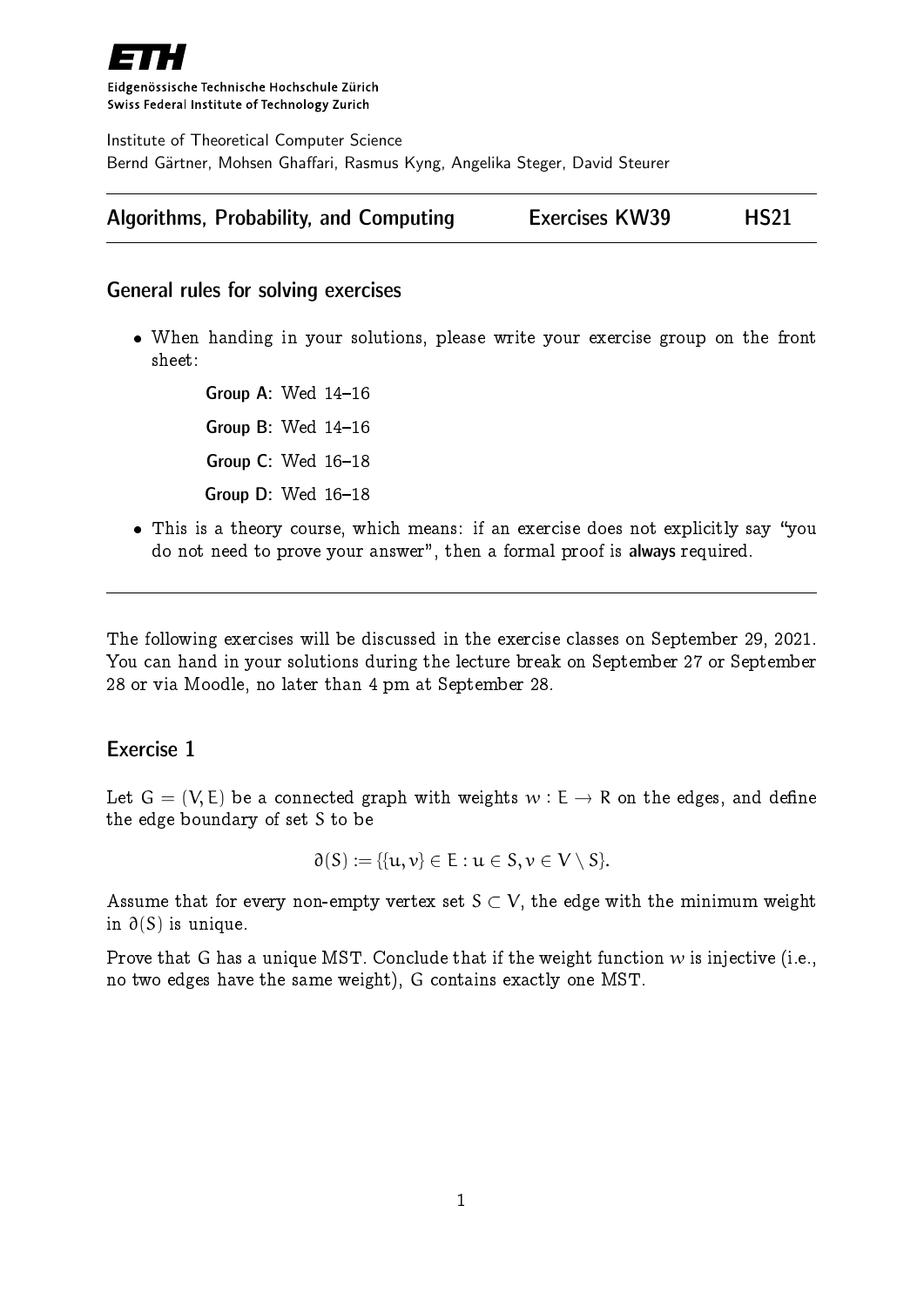ETH

Eidgenössische Technische Hochschule Zürich
Swiss Federal Institute of Technology Zurich

Institute of Theoretical Computer Science
Bernd Gärtner, Mohsen Ghaffari, Rasmus Kyng, Angelika Steger, David Steurer

**Algorithms, Probability, and Computing** — **Exercises KW39** — **HS21**

## General rules for solving exercises

- When handing in your solutions, please write your exercise group on the front sheet:

  **Group A**: Wed 14–16

  **Group B**: Wed 14–16

  **Group C**: Wed 16–18

  **Group D**: Wed 16–18

- This is a theory course, which means: if an exercise does not explicitly say "you do not need to prove your answer", then a formal proof is **always** required.

---

The following exercises will be discussed in the exercise classes on September 29, 2021. You can hand in your solutions during the lecture break on September 27 or September 28 or via Moodle, no later than 4 pm at September 28.

## Exercise 1

Let $G = (V, E)$ be a connected graph with weights $w : E \to \mathbb{R}$ on the edges, and define the edge boundary of set $S$ to be

$$\partial(S) := \{\{u, v\} \in E : u \in S, v \in V \setminus S\}.$$

Assume that for every non-empty vertex set $S \subset V$, the edge with the minimum weight in $\partial(S)$ is unique.

Prove that $G$ has a unique MST. Conclude that if the weight function $w$ is injective (i.e., no two edges have the same weight), $G$ contains exactly one MST.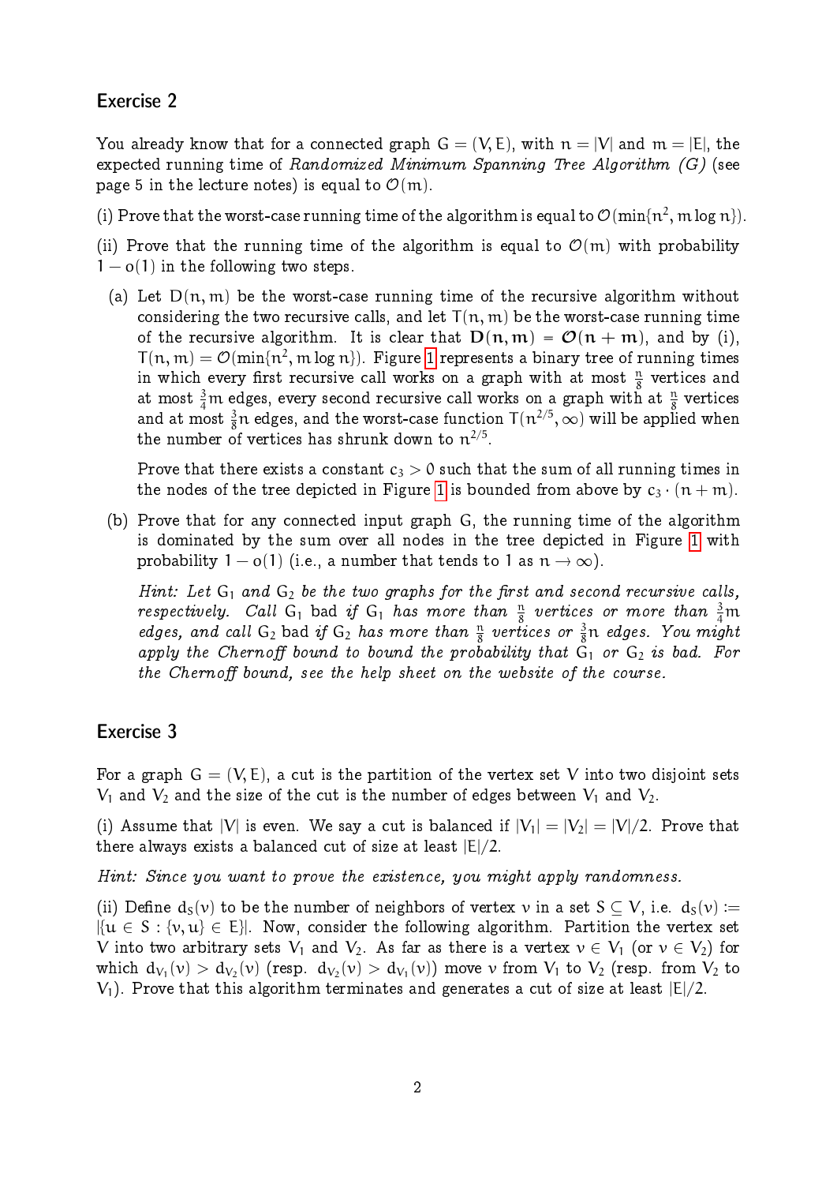## Exercise 2

You already know that for a connected graph $G = (V, E)$, with $n = |V|$ and $m = |E|$, the expected running time of *Randomized Minimum Spanning Tree Algorithm (G)* (see page 5 in the lecture notes) is equal to $\mathcal{O}(m)$.

(i) Prove that the worst-case running time of the algorithm is equal to $\mathcal{O}(\min\{n^2, m \log n\})$.

(ii) Prove that the running time of the algorithm is equal to $\mathcal{O}(m)$ with probability $1 - o(1)$ in the following two steps.

(a) Let $D(n, m)$ be the worst-case running time of the recursive algorithm without considering the two recursive calls, and let $T(n, m)$ be the worst-case running time of the recursive algorithm. It is clear that $\mathbf{D(n, m)} = \boldsymbol{\mathcal{O}(n + m)}$, and by (i), $T(n, m) = \mathcal{O}(\min\{n^2, m \log n\})$. Figure 1 represents a binary tree of running times in which every first recursive call works on a graph with at most $\frac{n}{8}$ vertices and at most $\frac{3}{4}m$ edges, every second recursive call works on a graph with at $\frac{n}{8}$ vertices and at most $\frac{3}{8}n$ edges, and the worst-case function $T(n^{2/5}, \infty)$ will be applied when the number of vertices has shrunk down to $n^{2/5}$.

Prove that there exists a constant $c_3 > 0$ such that the sum of all running times in the nodes of the tree depicted in Figure 1 is bounded from above by $c_3 \cdot (n + m)$.

(b) Prove that for any connected input graph $G$, the running time of the algorithm is dominated by the sum over all nodes in the tree depicted in Figure 1 with probability $1 - o(1)$ (i.e., a number that tends to 1 as $n \to \infty$).

*Hint: Let $G_1$ and $G_2$ be the two graphs for the first and second recursive calls, respectively. Call $G_1$* bad *if $G_1$ has more than $\frac{n}{8}$ vertices or more than $\frac{3}{4}m$ edges, and call $G_2$* bad *if $G_2$ has more than $\frac{n}{8}$ vertices or $\frac{3}{8}n$ edges. You might apply the Chernoff bound to bound the probability that $G_1$ or $G_2$ is bad. For the Chernoff bound, see the help sheet on the website of the course.*

## Exercise 3

For a graph $G = (V, E)$, a cut is the partition of the vertex set $V$ into two disjoint sets $V_1$ and $V_2$ and the size of the cut is the number of edges between $V_1$ and $V_2$.

(i) Assume that $|V|$ is even. We say a cut is balanced if $|V_1| = |V_2| = |V|/2$. Prove that there always exists a balanced cut of size at least $|E|/2$.

*Hint: Since you want to prove the existence, you might apply randomness.*

(ii) Define $d_S(v)$ to be the number of neighbors of vertex $v$ in a set $S \subseteq V$, i.e. $d_S(v) := |\{u \in S : \{v, u\} \in E\}|$. Now, consider the following algorithm. Partition the vertex set $V$ into two arbitrary sets $V_1$ and $V_2$. As far as there is a vertex $v \in V_1$ (or $v \in V_2$) for which $d_{V_1}(v) > d_{V_2}(v)$ (resp. $d_{V_2}(v) > d_{V_1}(v)$) move $v$ from $V_1$ to $V_2$ (resp. from $V_2$ to $V_1$). Prove that this algorithm terminates and generates a cut of size at least $|E|/2$.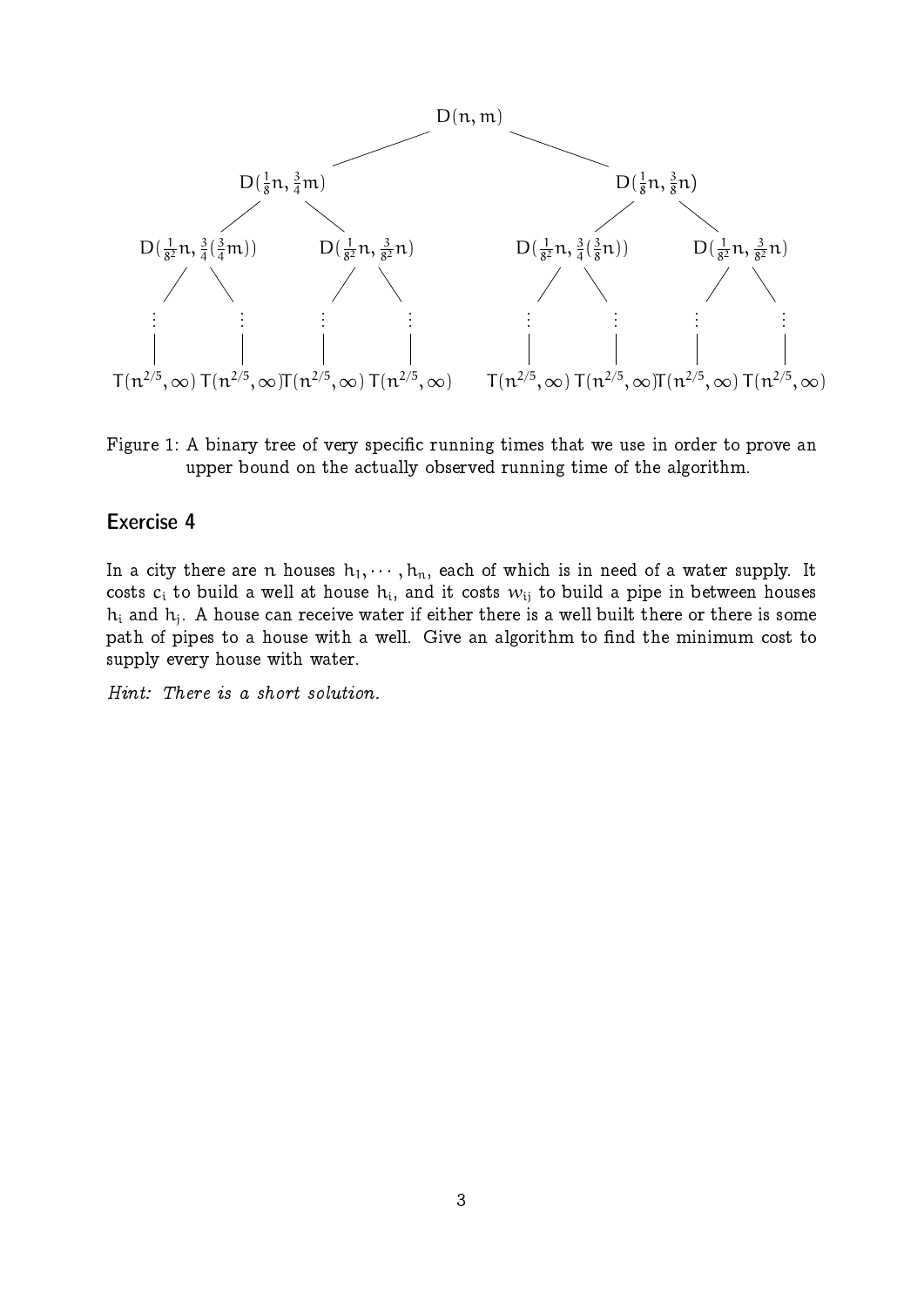$D(n, m)$

$D(\frac{1}{8}n, \frac{3}{4}m)$ $D(\frac{1}{8}n, \frac{3}{8}n)$

$D(\frac{1}{8^2}n, \frac{3}{4}(\frac{3}{4}m))$ $D(\frac{1}{8^2}n, \frac{3}{8^2}n)$ $D(\frac{1}{8^2}n, \frac{3}{4}(\frac{3}{8}n))$ $D(\frac{1}{8^2}n, \frac{3}{8^2}n)$

$T(n^{2/5}, \infty)$ $T(n^{2/5}, \infty)$ $T(n^{2/5}, \infty)$ $T(n^{2/5}, \infty)$ $T(n^{2/5}, \infty)$ $T(n^{2/5}, \infty)$ $T(n^{2/5}, \infty)$ $T(n^{2/5}, \infty)$

Figure 1: A binary tree of very specific running times that we use in order to prove an upper bound on the actually observed running time of the algorithm.

## Exercise 4

In a city there are $n$ houses $h_1, \cdots, h_n$, each of which is in need of a water supply. It costs $c_i$ to build a well at house $h_i$, and it costs $w_{ij}$ to build a pipe in between houses $h_i$ and $h_j$. A house can receive water if either there is a well built there or there is some path of pipes to a house with a well. Give an algorithm to find the minimum cost to supply every house with water.

*Hint: There is a short solution.*